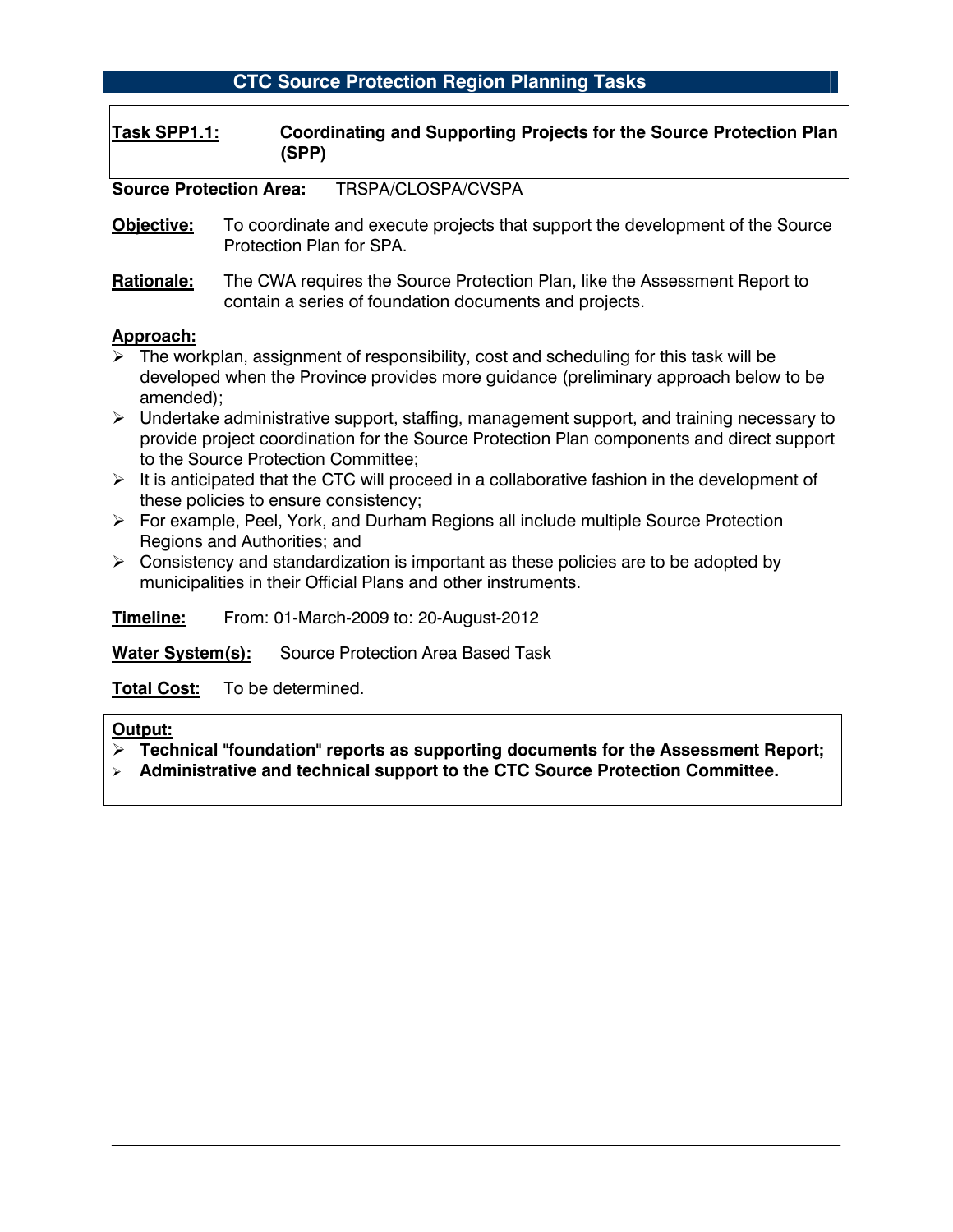# CTC Source Protection Region Planning Tasks

**Task SPP1.1:** **Coordinating and Supporting Projects for the Source Protection Plan (SPP)**

**Source Protection Area:** TRSPA/CLOSPA/CVSPA

**Objective:** To coordinate and execute projects that support the development of the Source Protection Plan for SPA.

**Rationale:** The CWA requires the Source Protection Plan, like the Assessment Report to contain a series of foundation documents and projects.

**Approach:**

- The workplan, assignment of responsibility, cost and scheduling for this task will be developed when the Province provides more guidance (preliminary approach below to be amended);
- Undertake administrative support, staffing, management support, and training necessary to provide project coordination for the Source Protection Plan components and direct support to the Source Protection Committee;
- It is anticipated that the CTC will proceed in a collaborative fashion in the development of these policies to ensure consistency;
- For example, Peel, York, and Durham Regions all include multiple Source Protection Regions and Authorities; and
- Consistency and standardization is important as these policies are to be adopted by municipalities in their Official Plans and other instruments.

**Timeline:** From: 01-March-2009 to: 20-August-2012

**Water System(s):** Source Protection Area Based Task

**Total Cost:** To be determined.

**Output:**

- **Technical "foundation" reports as supporting documents for the Assessment Report;**
- **Administrative and technical support to the CTC Source Protection Committee.**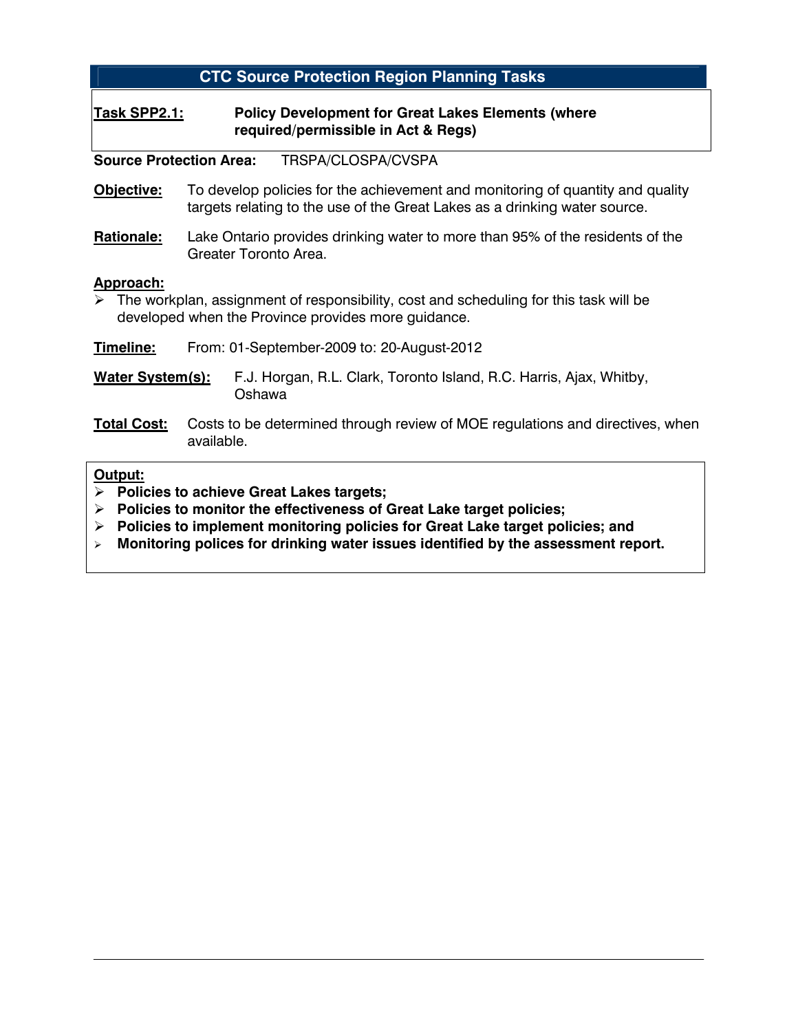# CTC Source Protection Region Planning Tasks

**Task SPP2.1:** **Policy Development for Great Lakes Elements (where required/permissible in Act & Regs)**

**Source Protection Area:** TRSPA/CLOSPA/CVSPA

**Objective:** To develop policies for the achievement and monitoring of quantity and quality targets relating to the use of the Great Lakes as a drinking water source.

**Rationale:** Lake Ontario provides drinking water to more than 95% of the residents of the Greater Toronto Area.

**Approach:**

- The workplan, assignment of responsibility, cost and scheduling for this task will be developed when the Province provides more guidance.

**Timeline:** From: 01-September-2009 to: 20-August-2012

**Water System(s):** F.J. Horgan, R.L. Clark, Toronto Island, R.C. Harris, Ajax, Whitby, Oshawa

**Total Cost:** Costs to be determined through review of MOE regulations and directives, when available.

**Output:**

- **Policies to achieve Great Lakes targets;**
- **Policies to monitor the effectiveness of Great Lake target policies;**
- **Policies to implement monitoring policies for Great Lake target policies; and**
- **Monitoring polices for drinking water issues identified by the assessment report.**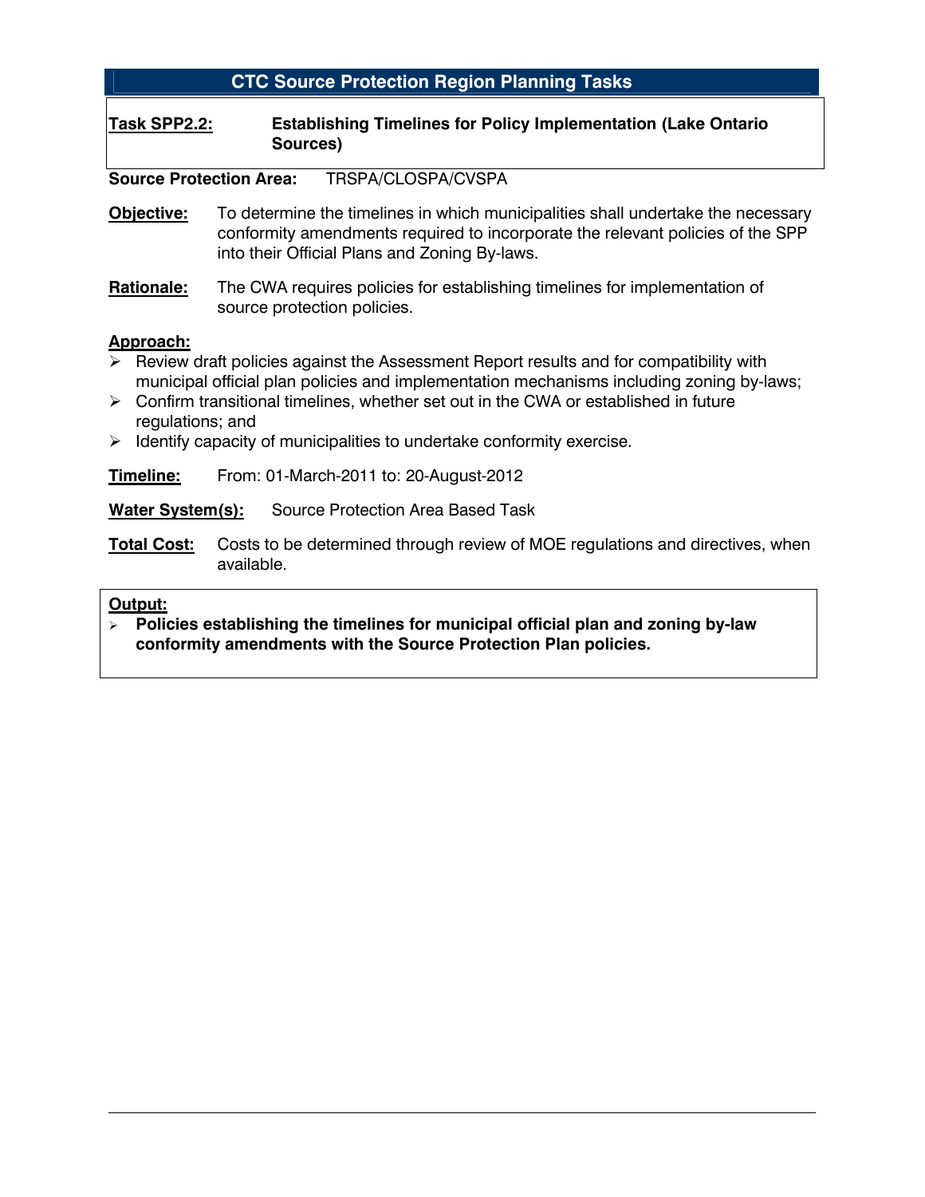## CTC Source Protection Region Planning Tasks

**Task SPP2.2:** **Establishing Timelines for Policy Implementation (Lake Ontario Sources)**

**Source Protection Area:** TRSPA/CLOSPA/CVSPA

**Objective:** To determine the timelines in which municipalities shall undertake the necessary conformity amendments required to incorporate the relevant policies of the SPP into their Official Plans and Zoning By-laws.

**Rationale:** The CWA requires policies for establishing timelines for implementation of source protection policies.

**Approach:**

- Review draft policies against the Assessment Report results and for compatibility with municipal official plan policies and implementation mechanisms including zoning by-laws;
- Confirm transitional timelines, whether set out in the CWA or established in future regulations; and
- Identify capacity of municipalities to undertake conformity exercise.

**Timeline:** From: 01-March-2011 to: 20-August-2012

**Water System(s):** Source Protection Area Based Task

**Total Cost:** Costs to be determined through review of MOE regulations and directives, when available.

**Output:**

- **Policies establishing the timelines for municipal official plan and zoning by-law conformity amendments with the Source Protection Plan policies.**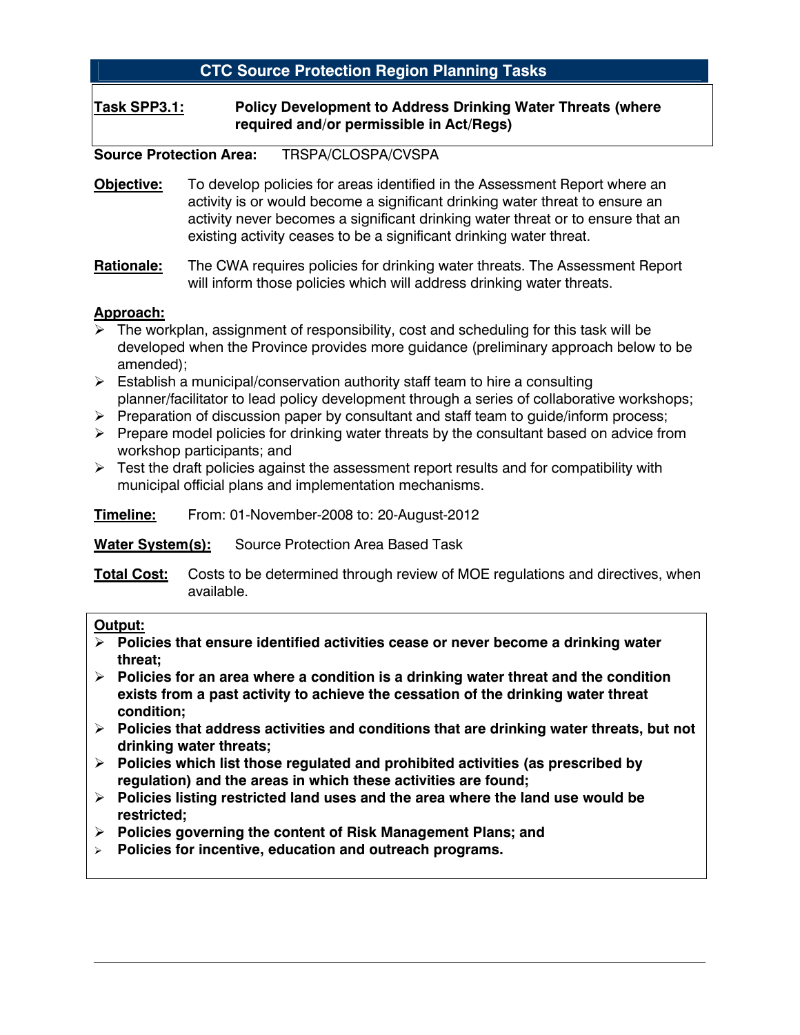## CTC Source Protection Region Planning Tasks

**Task SPP3.1:** **Policy Development to Address Drinking Water Threats (where required and/or permissible in Act/Regs)**

**Source Protection Area:** TRSPA/CLOSPA/CVSPA

**Objective:** To develop policies for areas identified in the Assessment Report where an activity is or would become a significant drinking water threat to ensure an activity never becomes a significant drinking water threat or to ensure that an existing activity ceases to be a significant drinking water threat.

**Rationale:** The CWA requires policies for drinking water threats. The Assessment Report will inform those policies which will address drinking water threats.

**Approach:**

- The workplan, assignment of responsibility, cost and scheduling for this task will be developed when the Province provides more guidance (preliminary approach below to be amended);
- Establish a municipal/conservation authority staff team to hire a consulting planner/facilitator to lead policy development through a series of collaborative workshops;
- Preparation of discussion paper by consultant and staff team to guide/inform process;
- Prepare model policies for drinking water threats by the consultant based on advice from workshop participants; and
- Test the draft policies against the assessment report results and for compatibility with municipal official plans and implementation mechanisms.

**Timeline:** From: 01-November-2008 to: 20-August-2012

**Water System(s):** Source Protection Area Based Task

**Total Cost:** Costs to be determined through review of MOE regulations and directives, when available.

**Output:**

- **Policies that ensure identified activities cease or never become a drinking water threat;**
- **Policies for an area where a condition is a drinking water threat and the condition exists from a past activity to achieve the cessation of the drinking water threat condition;**
- **Policies that address activities and conditions that are drinking water threats, but not drinking water threats;**
- **Policies which list those regulated and prohibited activities (as prescribed by regulation) and the areas in which these activities are found;**
- **Policies listing restricted land uses and the area where the land use would be restricted;**
- **Policies governing the content of Risk Management Plans; and**
- **Policies for incentive, education and outreach programs.**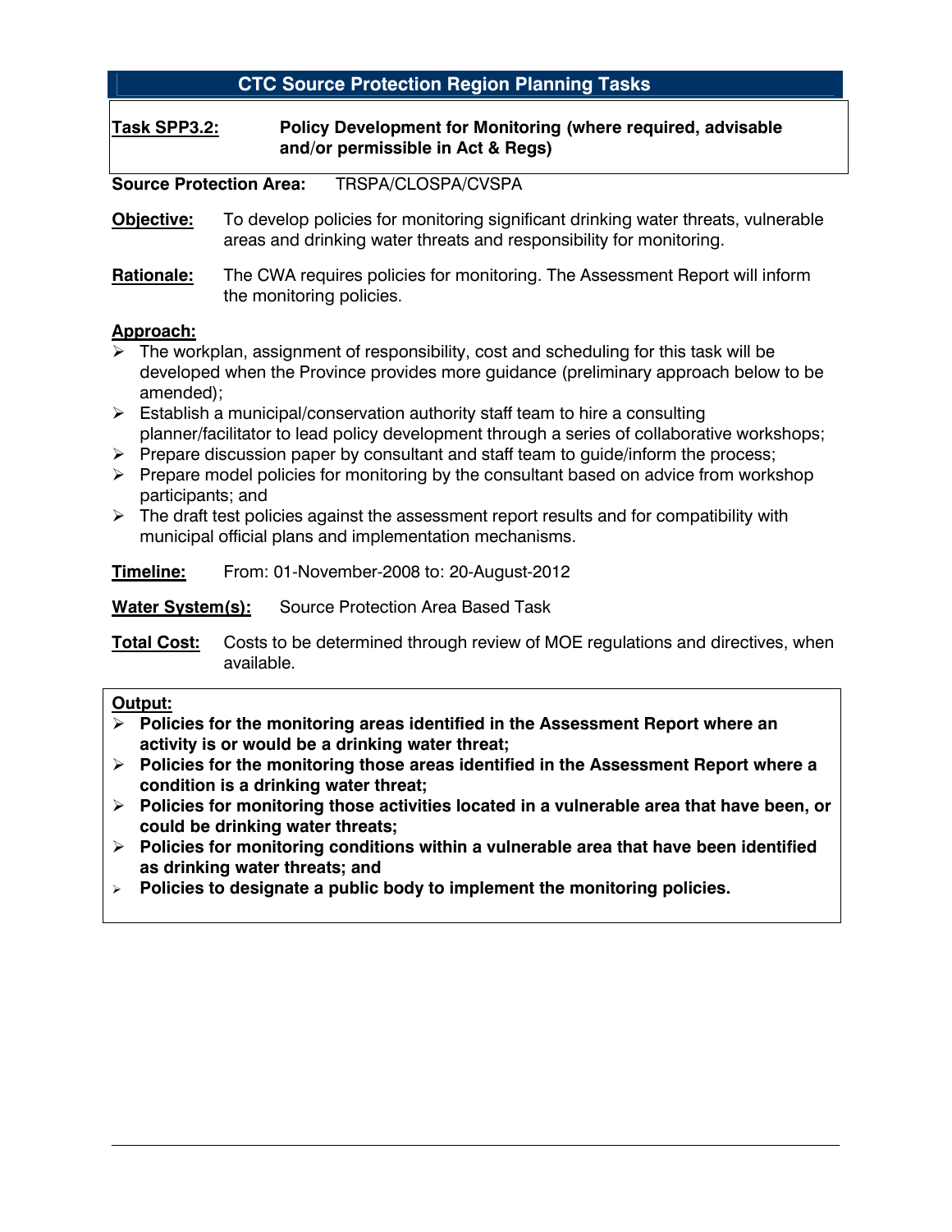## CTC Source Protection Region Planning Tasks

**Task SPP3.2:** **Policy Development for Monitoring (where required, advisable and/or permissible in Act & Regs)**

**Source Protection Area:** TRSPA/CLOSPA/CVSPA

**Objective:** To develop policies for monitoring significant drinking water threats, vulnerable areas and drinking water threats and responsibility for monitoring.

**Rationale:** The CWA requires policies for monitoring. The Assessment Report will inform the monitoring policies.

**Approach:**

- The workplan, assignment of responsibility, cost and scheduling for this task will be developed when the Province provides more guidance (preliminary approach below to be amended);
- Establish a municipal/conservation authority staff team to hire a consulting planner/facilitator to lead policy development through a series of collaborative workshops;
- Prepare discussion paper by consultant and staff team to guide/inform the process;
- Prepare model policies for monitoring by the consultant based on advice from workshop participants; and
- The draft test policies against the assessment report results and for compatibility with municipal official plans and implementation mechanisms.

**Timeline:** From: 01-November-2008 to: 20-August-2012

**Water System(s):** Source Protection Area Based Task

**Total Cost:** Costs to be determined through review of MOE regulations and directives, when available.

**Output:**

- **Policies for the monitoring areas identified in the Assessment Report where an activity is or would be a drinking water threat;**
- **Policies for the monitoring those areas identified in the Assessment Report where a condition is a drinking water threat;**
- **Policies for monitoring those activities located in a vulnerable area that have been, or could be drinking water threats;**
- **Policies for monitoring conditions within a vulnerable area that have been identified as drinking water threats; and**
- **Policies to designate a public body to implement the monitoring policies.**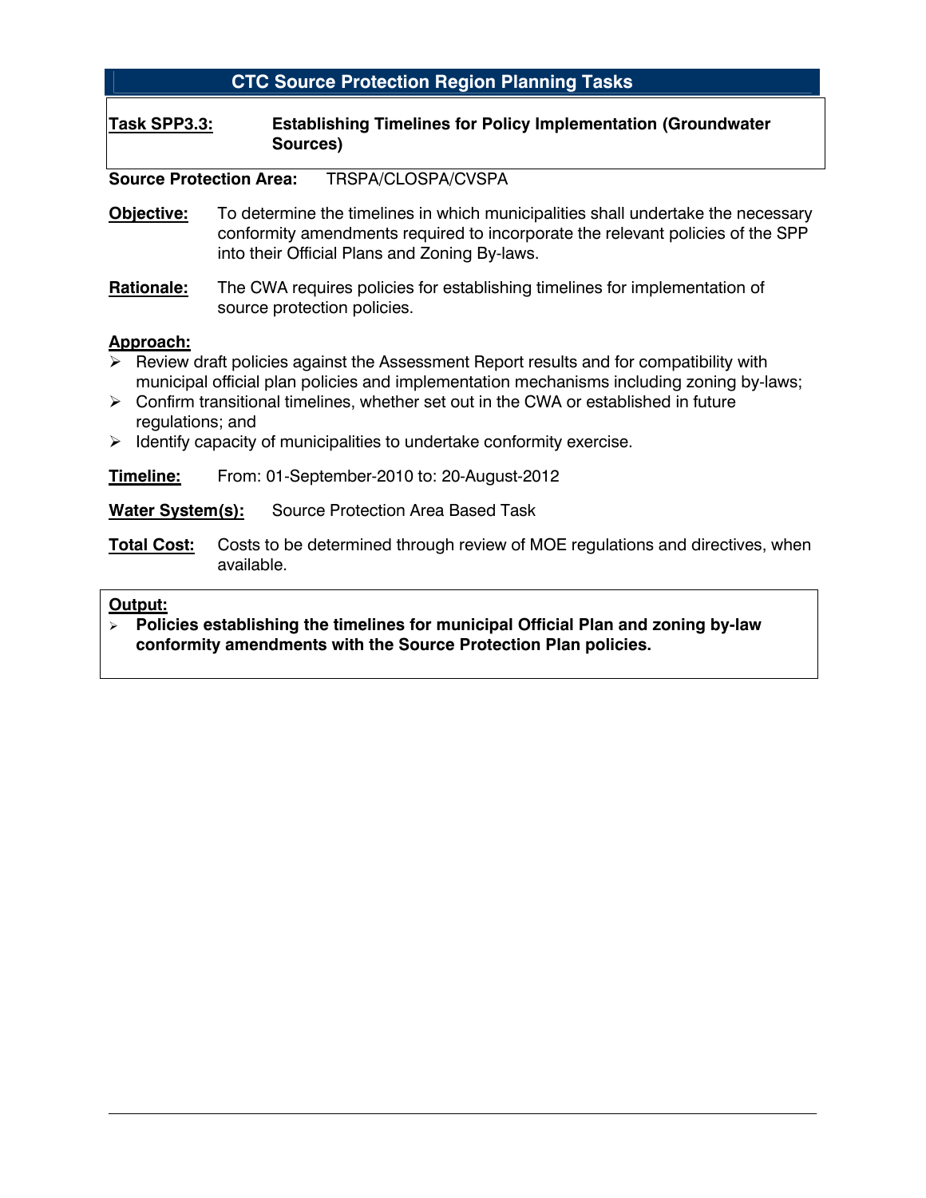## CTC Source Protection Region Planning Tasks

**Task SPP3.3:** **Establishing Timelines for Policy Implementation (Groundwater Sources)**

**Source Protection Area:** TRSPA/CLOSPA/CVSPA

**Objective:** To determine the timelines in which municipalities shall undertake the necessary conformity amendments required to incorporate the relevant policies of the SPP into their Official Plans and Zoning By-laws.

**Rationale:** The CWA requires policies for establishing timelines for implementation of source protection policies.

**Approach:**

- Review draft policies against the Assessment Report results and for compatibility with municipal official plan policies and implementation mechanisms including zoning by-laws;
- Confirm transitional timelines, whether set out in the CWA or established in future regulations; and
- Identify capacity of municipalities to undertake conformity exercise.

**Timeline:** From: 01-September-2010 to: 20-August-2012

**Water System(s):** Source Protection Area Based Task

**Total Cost:** Costs to be determined through review of MOE regulations and directives, when available.

**Output:**

- **Policies establishing the timelines for municipal Official Plan and zoning by-law conformity amendments with the Source Protection Plan policies.**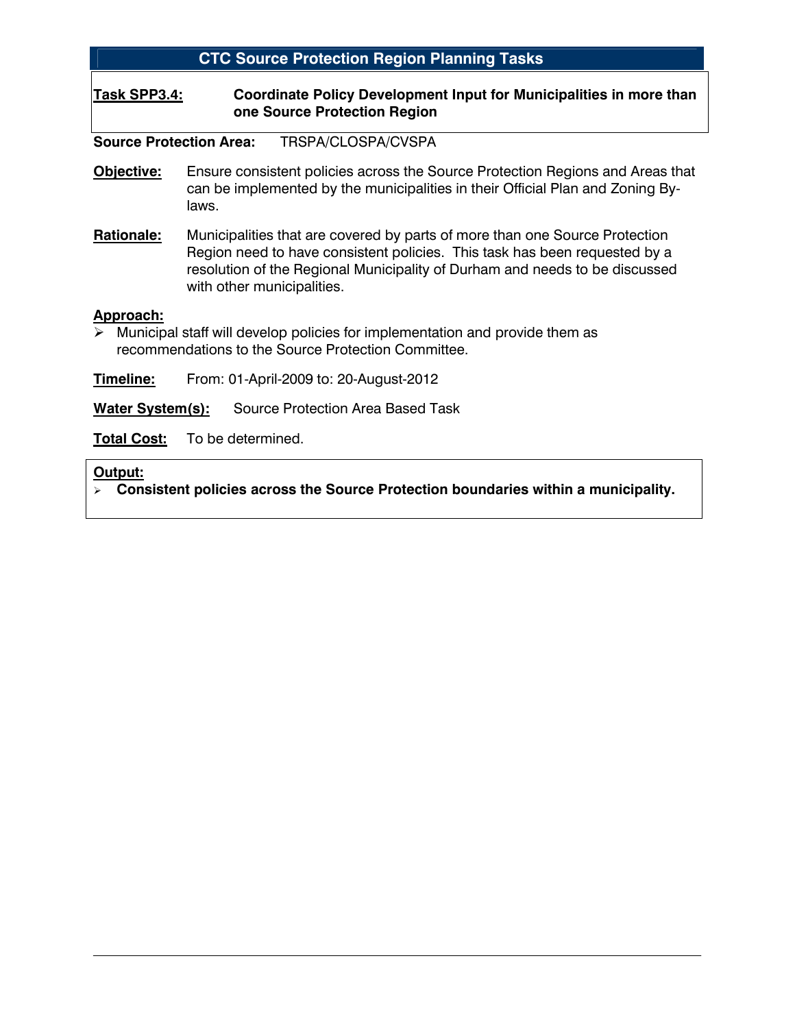## CTC Source Protection Region Planning Tasks

**Task SPP3.4:** **Coordinate Policy Development Input for Municipalities in more than one Source Protection Region**

**Source Protection Area:** TRSPA/CLOSPA/CVSPA

**Objective:** Ensure consistent policies across the Source Protection Regions and Areas that can be implemented by the municipalities in their Official Plan and Zoning By-laws.

**Rationale:** Municipalities that are covered by parts of more than one Source Protection Region need to have consistent policies. This task has been requested by a resolution of the Regional Municipality of Durham and needs to be discussed with other municipalities.

**Approach:**

- Municipal staff will develop policies for implementation and provide them as recommendations to the Source Protection Committee.

**Timeline:** From: 01-April-2009 to: 20-August-2012

**Water System(s):** Source Protection Area Based Task

**Total Cost:** To be determined.

**Output:**

- **Consistent policies across the Source Protection boundaries within a municipality.**